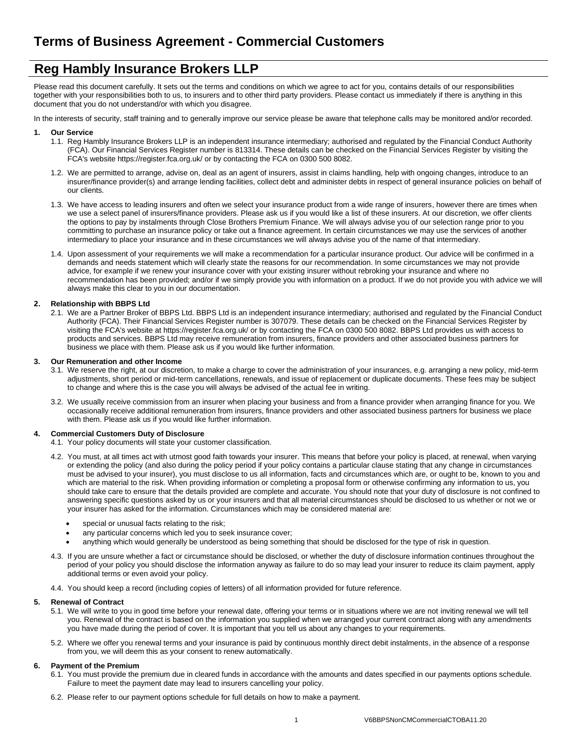# Terms of Business Agreement - Commercial Customers

## Reg Hambly Insurance Brokers LLP

Please read this document carefully. It sets out the terms and conditions on which we agree to act for you, contains details of our responsibilities together with your responsibilities both to us, to insurers and to other third party providers. Please contact us immediately if there is anything in this document that you do not understand/or with which you disagree.

In the interests of security, staff training and to generally improve our service please be aware that telephone calls may be monitored and/or recorded.

### 1. Our Service

1.1. Reg Hambly Insurance Brokers LLP is an independent insurance intermediary; authorised and regulated by the Financial Conduct Authority (FCA). Our Financial Services Register number is 813314. These details can be checked on the Financial Services Register by visiting the FCA's website https://register.fca.org.uk/ or by contacting the FCA on 0300 500 8082.

1.2. We are permitted to arrange, advise on, deal as an agent of insurers, assist in claims handling, help with ongoing changes, introduce to an insurer/finance provider(s) and arrange lending facilities, collect debt and administer debts in respect of general insurance policies on behalf of our clients.

1.3. We have access to leading insurers and often we select your insurance product from a wide range of insurers, however there are times when we use a select panel of insurers/finance providers. Please ask us if you would like a list of these insurers. At our discretion, we offer clients the options to pay by instalments through Close Brothers Premium Finance. We will always advise you of our selection range prior to you committing to purchase an insurance policy or take out a finance agreement. In certain circumstances we may use the services of another intermediary to place your insurance and in these circumstances we will always advise you of the name of that intermediary.

1.4. Upon assessment of your requirements we will make a recommendation for a particular insurance product. Our advice will be confirmed in a demands and needs statement which will clearly state the reasons for our recommendation. In some circumstances we may not provide advice, for example if we renew your insurance cover with your existing insurer without rebroking your insurance and where no recommendation has been provided; and/or if we simply provide you with information on a product. If we do not provide you with advice we will always make this clear to you in our documentation.

### 2. Relationship with BBPS Ltd

2.1. We are a Partner Broker of BBPS Ltd. BBPS Ltd is an independent insurance intermediary; authorised and regulated by the Financial Conduct Authority (FCA). Their Financial Services Register number is 307079. These details can be checked on the Financial Services Register by visiting the FCA's website at https://register.fca.org.uk/ or by contacting the FCA on 0300 500 8082. BBPS Ltd provides us with access to products and services. BBPS Ltd may receive remuneration from insurers, finance providers and other associated business partners for business we place with them. Please ask us if you would like further information.

### 3. Our Remuneration and other Income

3.1. We reserve the right, at our discretion, to make a charge to cover the administration of your insurances, e.g. arranging a new policy, mid-term adjustments, short period or mid-term cancellations, renewals, and issue of replacement or duplicate documents. These fees may be subject to change and where this is the case you will always be advised of the actual fee in writing.

3.2. We usually receive commission from an insurer when placing your business and from a finance provider when arranging finance for you. We occasionally receive additional remuneration from insurers, finance providers and other associated business partners for business we place with them. Please ask us if you would like further information.

### 4. Commercial Customers Duty of Disclosure

4.1. Your policy documents will state your customer classification.

4.2. You must, at all times act with utmost good faith towards your insurer. This means that before your policy is placed, at renewal, when varying or extending the policy (and also during the policy period if your policy contains a particular clause stating that any change in circumstances must be advised to your insurer), you must disclose to us all information, facts and circumstances which are, or ought to be, known to you and which are material to the risk. When providing information or completing a proposal form or otherwise confirming any information to us, you should take care to ensure that the details provided are complete and accurate. You should note that your duty of disclosure is not confined to answering specific questions asked by us or your insurers and that all material circumstances should be disclosed to us whether or not we or your insurer has asked for the information. Circumstances which may be considered material are:

- special or unusual facts relating to the risk;
- any particular concerns which led you to seek insurance cover;
- anything which would generally be understood as being something that should be disclosed for the type of risk in question.

4.3. If you are unsure whether a fact or circumstance should be disclosed, or whether the duty of disclosure information continues throughout the period of your policy you should disclose the information anyway as failure to do so may lead your insurer to reduce its claim payment, apply additional terms or even avoid your policy.

4.4. You should keep a record (including copies of letters) of all information provided for future reference.

### 5. Renewal of Contract

5.1. We will write to you in good time before your renewal date, offering your terms or in situations where we are not inviting renewal we will tell you. Renewal of the contract is based on the information you supplied when we arranged your current contract along with any amendments you have made during the period of cover. It is important that you tell us about any changes to your requirements.

5.2. Where we offer you renewal terms and your insurance is paid by continuous monthly direct debit instalments, in the absence of a response from you, we will deem this as your consent to renew automatically.

### 6. Payment of the Premium

6.1. You must provide the premium due in cleared funds in accordance with the amounts and dates specified in our payments options schedule. Failure to meet the payment date may lead to insurers cancelling your policy.

6.2. Please refer to our payment options schedule for full details on how to make a payment.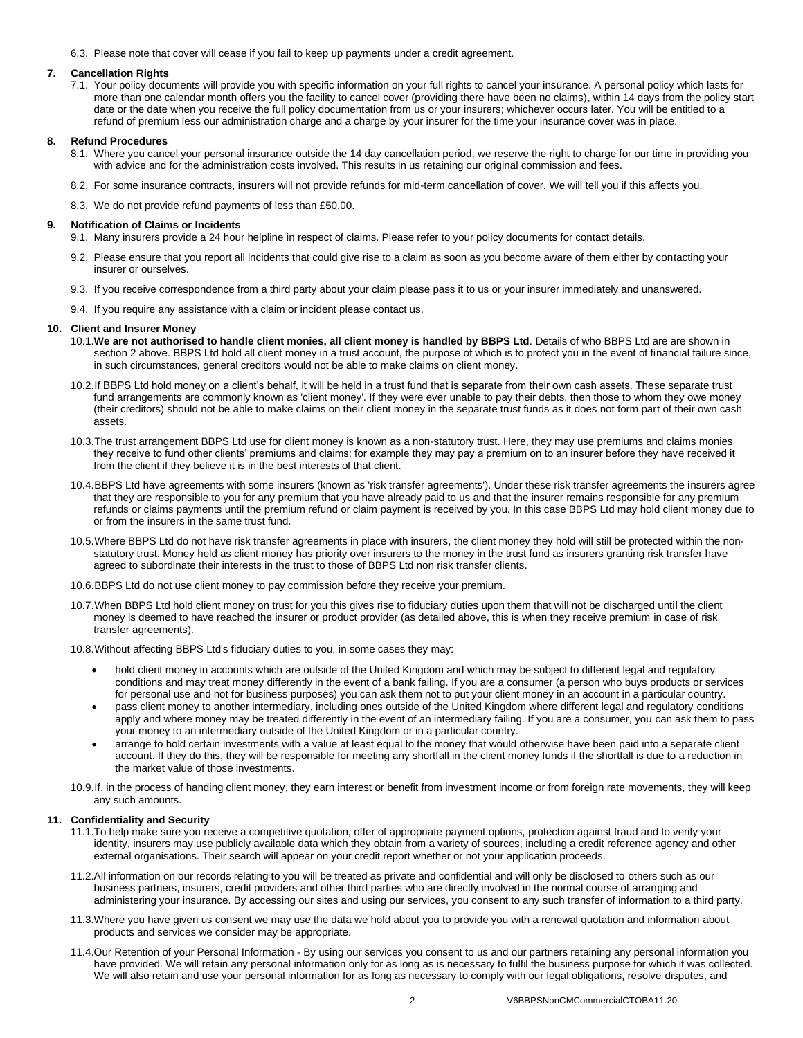6.3. Please note that cover will cease if you fail to keep up payments under a credit agreement.

## 7. Cancellation Rights

7.1. Your policy documents will provide you with specific information on your full rights to cancel your insurance. A personal policy which lasts for more than one calendar month offers you the facility to cancel cover (providing there have been no claims), within 14 days from the policy start date or the date when you receive the full policy documentation from us or your insurers; whichever occurs later. You will be entitled to a refund of premium less our administration charge and a charge by your insurer for the time your insurance cover was in place.

## 8. Refund Procedures

8.1. Where you cancel your personal insurance outside the 14 day cancellation period, we reserve the right to charge for our time in providing you with advice and for the administration costs involved. This results in us retaining our original commission and fees.

8.2. For some insurance contracts, insurers will not provide refunds for mid-term cancellation of cover. We will tell you if this affects you.

8.3. We do not provide refund payments of less than £50.00.

## 9. Notification of Claims or Incidents

9.1. Many insurers provide a 24 hour helpline in respect of claims. Please refer to your policy documents for contact details.

9.2. Please ensure that you report all incidents that could give rise to a claim as soon as you become aware of them either by contacting your insurer or ourselves.

9.3. If you receive correspondence from a third party about your claim please pass it to us or your insurer immediately and unanswered.

9.4. If you require any assistance with a claim or incident please contact us.

## 10. Client and Insurer Money

10.1. **We are not authorised to handle client monies, all client money is handled by BBPS Ltd**. Details of who BBPS Ltd are are shown in section 2 above. BBPS Ltd hold all client money in a trust account, the purpose of which is to protect you in the event of financial failure since, in such circumstances, general creditors would not be able to make claims on client money.

10.2. If BBPS Ltd hold money on a client's behalf, it will be held in a trust fund that is separate from their own cash assets. These separate trust fund arrangements are commonly known as 'client money'. If they were ever unable to pay their debts, then those to whom they owe money (their creditors) should not be able to make claims on their client money in the separate trust funds as it does not form part of their own cash assets.

10.3. The trust arrangement BBPS Ltd use for client money is known as a non-statutory trust. Here, they may use premiums and claims monies they receive to fund other clients' premiums and claims; for example they may pay a premium on to an insurer before they have received it from the client if they believe it is in the best interests of that client.

10.4. BBPS Ltd have agreements with some insurers (known as 'risk transfer agreements'). Under these risk transfer agreements the insurers agree that they are responsible to you for any premium that you have already paid to us and that the insurer remains responsible for any premium refunds or claims payments until the premium refund or claim payment is received by you. In this case BBPS Ltd may hold client money due to or from the insurers in the same trust fund.

10.5. Where BBPS Ltd do not have risk transfer agreements in place with insurers, the client money they hold will still be protected within the non-statutory trust. Money held as client money has priority over insurers to the money in the trust fund as insurers granting risk transfer have agreed to subordinate their interests in the trust to those of BBPS Ltd non risk transfer clients.

10.6. BBPS Ltd do not use client money to pay commission before they receive your premium.

10.7. When BBPS Ltd hold client money on trust for you this gives rise to fiduciary duties upon them that will not be discharged until the client money is deemed to have reached the insurer or product provider (as detailed above, this is when they receive premium in case of risk transfer agreements).

10.8. Without affecting BBPS Ltd's fiduciary duties to you, in some cases they may:

- hold client money in accounts which are outside of the United Kingdom and which may be subject to different legal and regulatory conditions and may treat money differently in the event of a bank failing. If you are a consumer (a person who buys products or services for personal use and not for business purposes) you can ask them not to put your client money in an account in a particular country.
- pass client money to another intermediary, including ones outside of the United Kingdom where different legal and regulatory conditions apply and where money may be treated differently in the event of an intermediary failing. If you are a consumer, you can ask them to pass your money to an intermediary outside of the United Kingdom or in a particular country.
- arrange to hold certain investments with a value at least equal to the money that would otherwise have been paid into a separate client account. If they do this, they will be responsible for meeting any shortfall in the client money funds if the shortfall is due to a reduction in the market value of those investments.

10.9. If, in the process of handing client money, they earn interest or benefit from investment income or from foreign rate movements, they will keep any such amounts.

## 11. Confidentiality and Security

11.1. To help make sure you receive a competitive quotation, offer of appropriate payment options, protection against fraud and to verify your identity, insurers may use publicly available data which they obtain from a variety of sources, including a credit reference agency and other external organisations. Their search will appear on your credit report whether or not your application proceeds.

11.2. All information on our records relating to you will be treated as private and confidential and will only be disclosed to others such as our business partners, insurers, credit providers and other third parties who are directly involved in the normal course of arranging and administering your insurance. By accessing our sites and using our services, you consent to any such transfer of information to a third party.

11.3. Where you have given us consent we may use the data we hold about you to provide you with a renewal quotation and information about products and services we consider may be appropriate.

11.4. Our Retention of your Personal Information - By using our services you consent to us and our partners retaining any personal information you have provided. We will retain any personal information only for as long as is necessary to fulfil the business purpose for which it was collected. We will also retain and use your personal information for as long as necessary to comply with our legal obligations, resolve disputes, and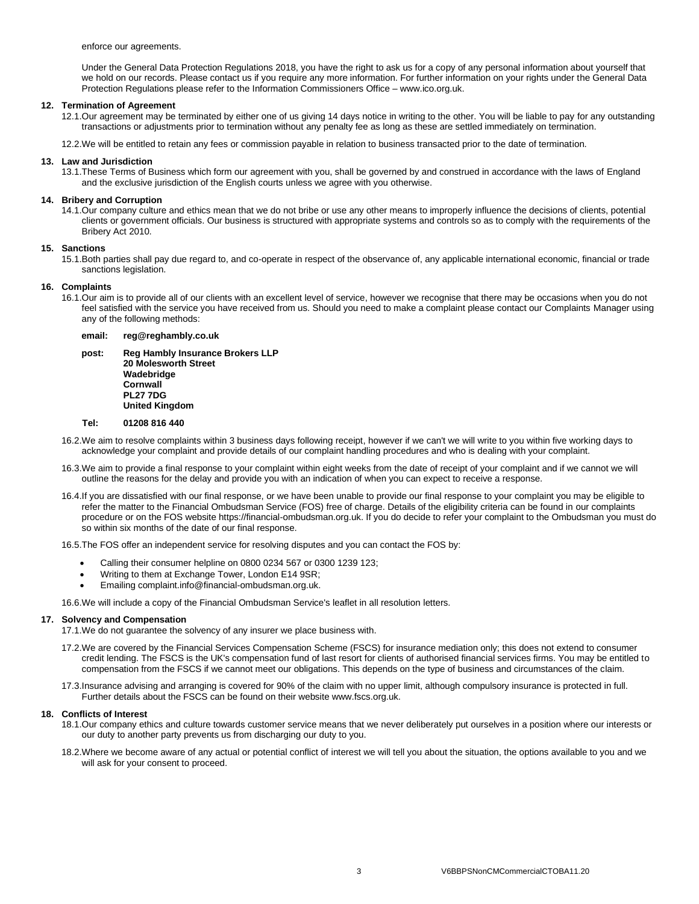enforce our agreements.

Under the General Data Protection Regulations 2018, you have the right to ask us for a copy of any personal information about yourself that we hold on our records. Please contact us if you require any more information. For further information on your rights under the General Data Protection Regulations please refer to the Information Commissioners Office – www.ico.org.uk.

**12. Termination of Agreement**

12.1. Our agreement may be terminated by either one of us giving 14 days notice in writing to the other. You will be liable to pay for any outstanding transactions or adjustments prior to termination without any penalty fee as long as these are settled immediately on termination.

12.2. We will be entitled to retain any fees or commission payable in relation to business transacted prior to the date of termination.

**13. Law and Jurisdiction**

13.1. These Terms of Business which form our agreement with you, shall be governed by and construed in accordance with the laws of England and the exclusive jurisdiction of the English courts unless we agree with you otherwise.

**14. Bribery and Corruption**

14.1. Our company culture and ethics mean that we do not bribe or use any other means to improperly influence the decisions of clients, potential clients or government officials. Our business is structured with appropriate systems and controls so as to comply with the requirements of the Bribery Act 2010.

**15. Sanctions**

15.1. Both parties shall pay due regard to, and co-operate in respect of the observance of, any applicable international economic, financial or trade sanctions legislation.

**16. Complaints**

16.1. Our aim is to provide all of our clients with an excellent level of service, however we recognise that there may be occasions when you do not feel satisfied with the service you have received from us. Should you need to make a complaint please contact our Complaints Manager using any of the following methods:

**email:** **reg@reghambly.co.uk**

**post:** **Reg Hambly Insurance Brokers LLP**
**20 Molesworth Street**
**Wadebridge**
**Cornwall**
**PL27 7DG**
**United Kingdom**

**Tel:** **01208 816 440**

16.2. We aim to resolve complaints within 3 business days following receipt, however if we can't we will write to you within five working days to acknowledge your complaint and provide details of our complaint handling procedures and who is dealing with your complaint.

16.3. We aim to provide a final response to your complaint within eight weeks from the date of receipt of your complaint and if we cannot we will outline the reasons for the delay and provide you with an indication of when you can expect to receive a response.

16.4. If you are dissatisfied with our final response, or we have been unable to provide our final response to your complaint you may be eligible to refer the matter to the Financial Ombudsman Service (FOS) free of charge. Details of the eligibility criteria can be found in our complaints procedure or on the FOS website https://financial-ombudsman.org.uk. If you do decide to refer your complaint to the Ombudsman you must do so within six months of the date of our final response.

16.5. The FOS offer an independent service for resolving disputes and you can contact the FOS by:

- Calling their consumer helpline on 0800 0234 567 or 0300 1239 123;
- Writing to them at Exchange Tower, London E14 9SR;
- Emailing complaint.info@financial-ombudsman.org.uk.

16.6. We will include a copy of the Financial Ombudsman Service's leaflet in all resolution letters.

**17. Solvency and Compensation**

17.1. We do not guarantee the solvency of any insurer we place business with.

17.2. We are covered by the Financial Services Compensation Scheme (FSCS) for insurance mediation only; this does not extend to consumer credit lending. The FSCS is the UK's compensation fund of last resort for clients of authorised financial services firms. You may be entitled to compensation from the FSCS if we cannot meet our obligations. This depends on the type of business and circumstances of the claim.

17.3. Insurance advising and arranging is covered for 90% of the claim with no upper limit, although compulsory insurance is protected in full. Further details about the FSCS can be found on their website www.fscs.org.uk.

**18. Conflicts of Interest**

18.1. Our company ethics and culture towards customer service means that we never deliberately put ourselves in a position where our interests or our duty to another party prevents us from discharging our duty to you.

18.2. Where we become aware of any actual or potential conflict of interest we will tell you about the situation, the options available to you and we will ask for your consent to proceed.

V6BBPSNonCMCommercialCTOBA11.20